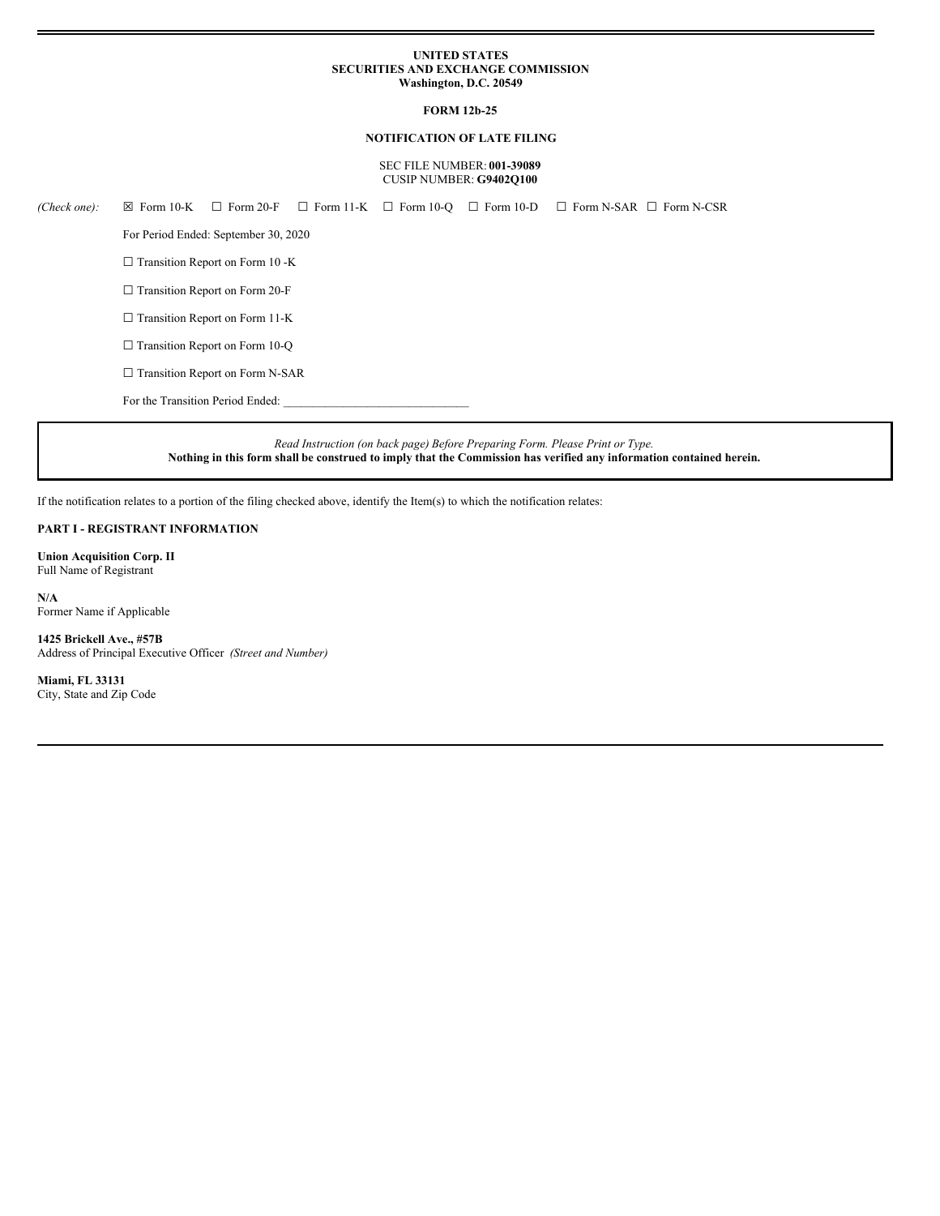**UNITED STATES**
**SECURITIES AND EXCHANGE COMMISSION**
**Washington, D.C. 20549**

**FORM 12b-25**

**NOTIFICATION OF LATE FILING**

SEC FILE NUMBER: **001-39089**
CUSIP NUMBER: **G9402Q100**

*(Check one):* ☒ Form 10-K ☐ Form 20-F ☐ Form 11-K ☐ Form 10-Q ☐ Form 10-D ☐ Form N-SAR ☐ Form N-CSR

For Period Ended: September 30, 2020

☐ Transition Report on Form 10 -K

☐ Transition Report on Form 20-F

☐ Transition Report on Form 11-K

☐ Transition Report on Form 10-Q

☐ Transition Report on Form N-SAR

For the Transition Period Ended: ______________________________

*Read Instruction (on back page) Before Preparing Form. Please Print or Type.*
**Nothing in this form shall be construed to imply that the Commission has verified any information contained herein.**

If the notification relates to a portion of the filing checked above, identify the Item(s) to which the notification relates:

**PART I - REGISTRANT INFORMATION**

**Union Acquisition Corp. II**
Full Name of Registrant

**N/A**
Former Name if Applicable

**1425 Brickell Ave., #57B**
Address of Principal Executive Officer *(Street and Number)*

**Miami, FL 33131**
City, State and Zip Code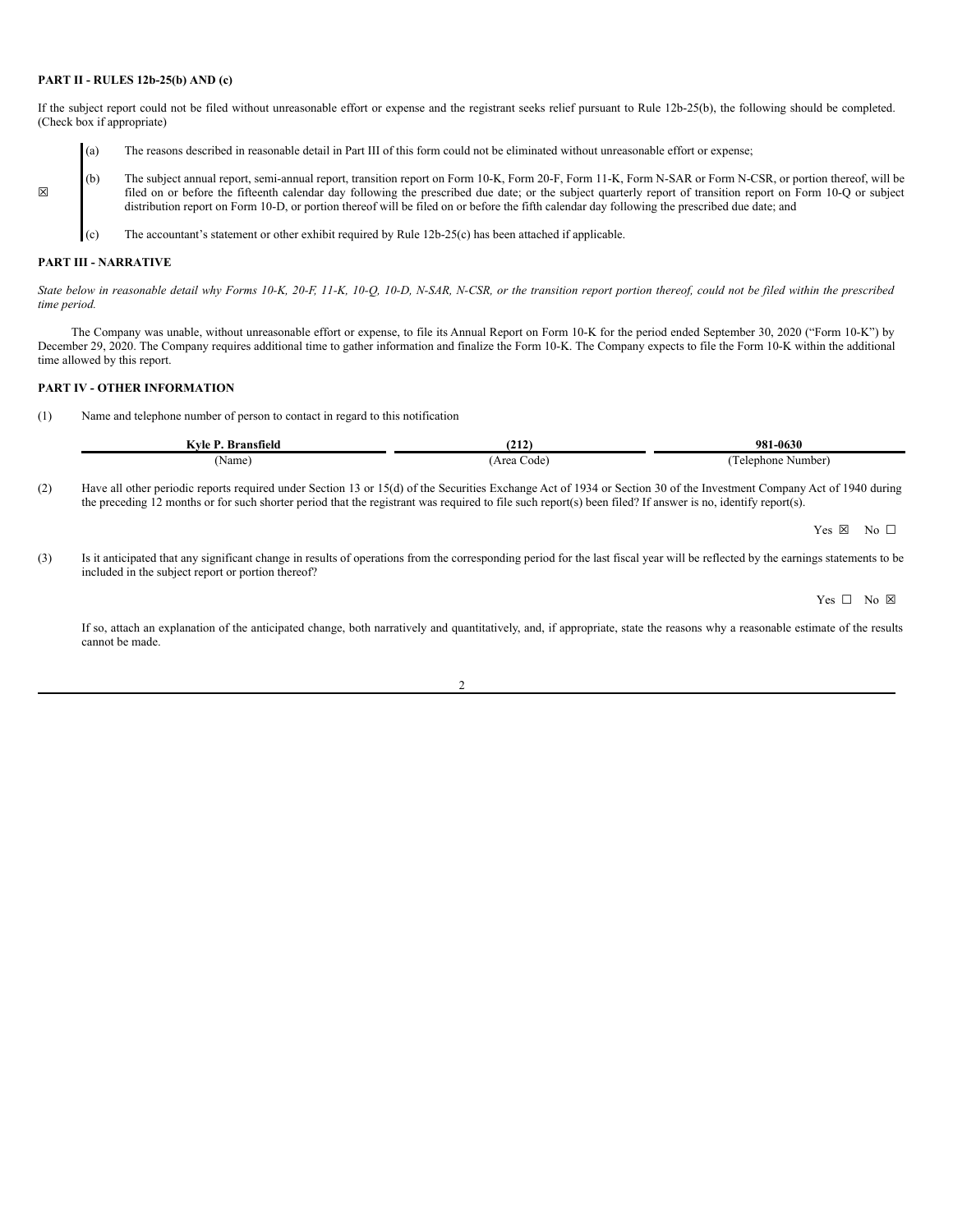**PART II - RULES 12b-25(b) AND (c)**

If the subject report could not be filed without unreasonable effort or expense and the registrant seeks relief pursuant to Rule 12b-25(b), the following should be completed. (Check box if appropriate)

☒

(a) The reasons described in reasonable detail in Part III of this form could not be eliminated without unreasonable effort or expense;

(b) The subject annual report, semi-annual report, transition report on Form 10-K, Form 20-F, Form 11-K, Form N-SAR or Form N-CSR, or portion thereof, will be filed on or before the fifteenth calendar day following the prescribed due date; or the subject quarterly report of transition report on Form 10-Q or subject distribution report on Form 10-D, or portion thereof will be filed on or before the fifth calendar day following the prescribed due date; and

(c) The accountant's statement or other exhibit required by Rule 12b-25(c) has been attached if applicable.

**PART III - NARRATIVE**

*State below in reasonable detail why Forms 10-K, 20-F, 11-K, 10-Q, 10-D, N-SAR, N-CSR, or the transition report portion thereof, could not be filed within the prescribed time period.*

The Company was unable, without unreasonable effort or expense, to file its Annual Report on Form 10-K for the period ended September 30, 2020 ("Form 10-K") by December 29, 2020. The Company requires additional time to gather information and finalize the Form 10-K. The Company expects to file the Form 10-K within the additional time allowed by this report.

**PART IV - OTHER INFORMATION**

(1) Name and telephone number of person to contact in regard to this notification

| **Kyle P. Bransfield** | **(212)** | **981-0630** |
|---|---|---|
| (Name) | (Area Code) | (Telephone Number) |

(2) Have all other periodic reports required under Section 13 or 15(d) of the Securities Exchange Act of 1934 or Section 30 of the Investment Company Act of 1940 during the preceding 12 months or for such shorter period that the registrant was required to file such report(s) been filed? If answer is no, identify report(s).

Yes ☒ No ☐

(3) Is it anticipated that any significant change in results of operations from the corresponding period for the last fiscal year will be reflected by the earnings statements to be included in the subject report or portion thereof?

Yes ☐ No ☒

If so, attach an explanation of the anticipated change, both narratively and quantitatively, and, if appropriate, state the reasons why a reasonable estimate of the results cannot be made.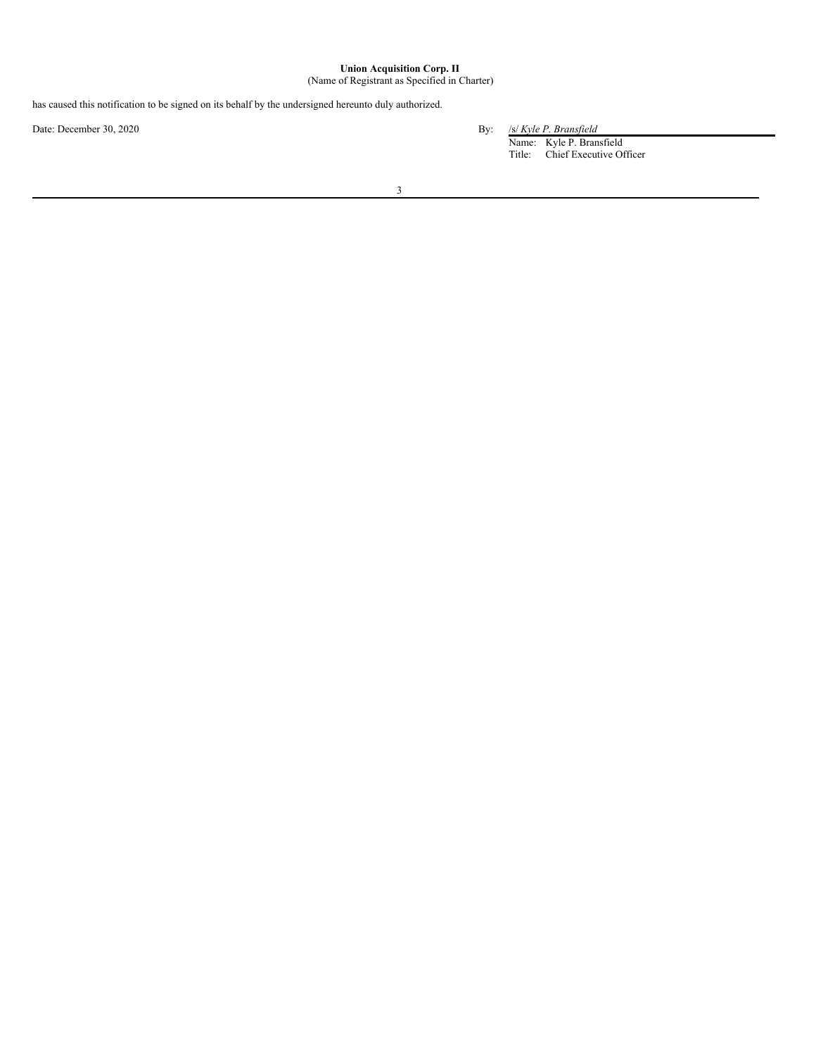**Union Acquisition Corp. II**
(Name of Registrant as Specified in Charter)

has caused this notification to be signed on its behalf by the undersigned hereunto duly authorized.

Date: December 30, 2020

By: /s/ *Kyle P. Bransfield*
Name: Kyle P. Bransfield
Title: Chief Executive Officer